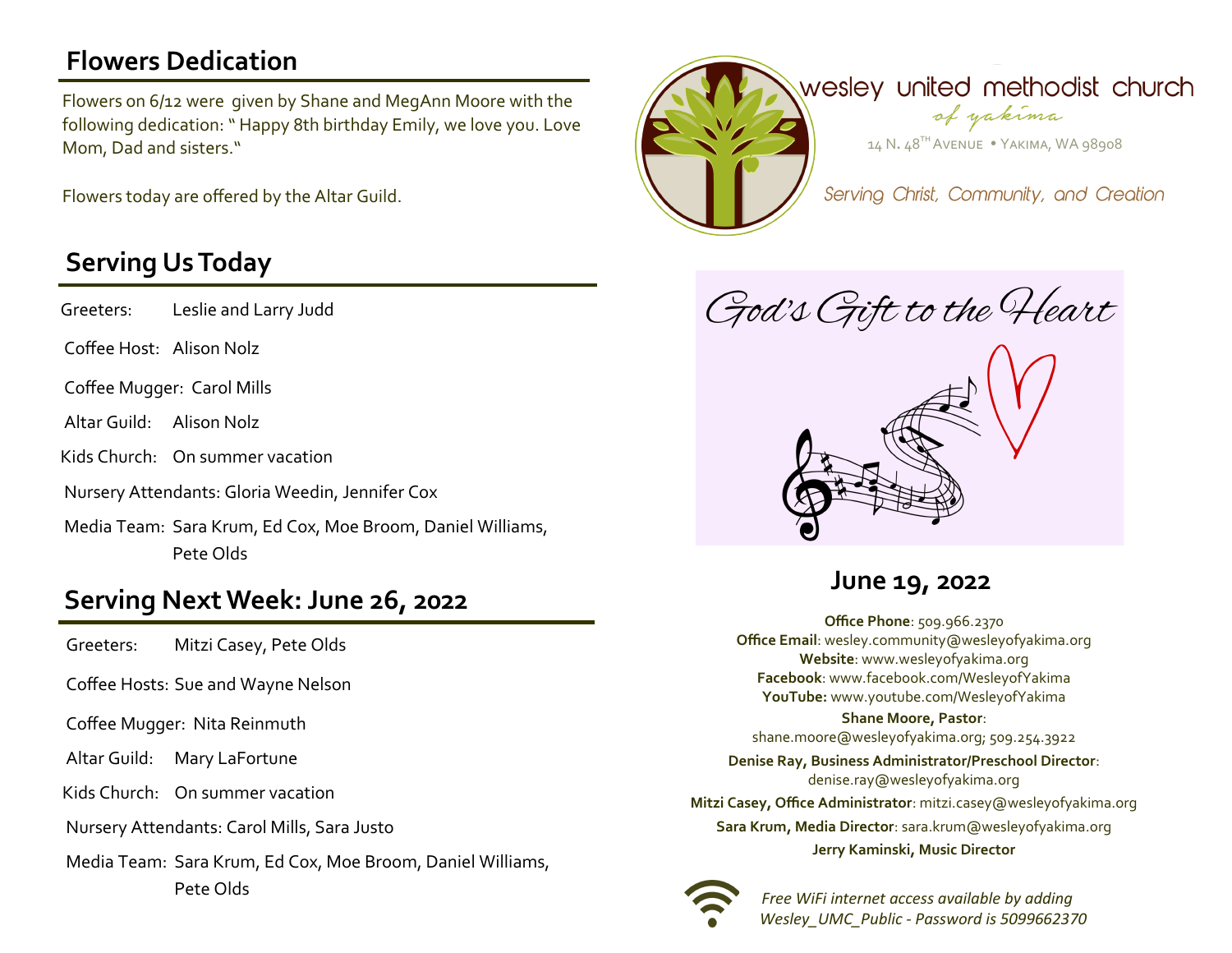## Flowers Dedication

Flowers on 6/12 were given by Shane and MegAnn Moore with the following dedication: " Happy 8th birthday Emily, we love you. Love Mom, Dad and sisters."

Flowers today are offered by the Altar Guild.

## Serving Us Today

Greeters: Leslie and Larry Judd

Coffee Host: Alison Nolz

Coffee Mugger: Carol Mills

Altar Guild: Alison Nolz

Kids Church: On summer vacation

Nursery Attendants: Gloria Weedin, Jennifer Cox

Media Team: Sara Krum, Ed Cox, Moe Broom, Daniel Williams, Pete Olds

## Serving Next Week: June 26, 2022

Greeters: Mitzi Casey, Pete Olds

Coffee Hosts: Sue and Wayne Nelson

Coffee Mugger: Nita Reinmuth

Altar Guild: Mary LaFortune

Kids Church: On summer vacation

Nursery Attendants: Carol Mills, Sara Justo

Media Team: Sara Krum, Ed Cox, Moe Broom, Daniel Williams, Pete Olds

# wesley united methodist church

*of yakima*

14 N. 48TH AVENUE • YAKIMA, WA 98908

*Serving Christ, Community, and Creation*

*God's Gift to the Heart*

## June 19, 2022

**Office Phone**: 509.966.2370
**Office Email**: wesley.community@wesleyofyakima.org
**Website**: www.wesleyofyakima.org
**Facebook**: www.facebook.com/WesleyofYakima
**YouTube:** www.youtube.com/WesleyofYakima

**Shane Moore, Pastor**:
shane.moore@wesleyofyakima.org; 509.254.3922

**Denise Ray, Business Administrator/Preschool Director**:
denise.ray@wesleyofyakima.org

**Mitzi Casey, Office Administrator**: mitzi.casey@wesleyofyakima.org

**Sara Krum, Media Director**: sara.krum@wesleyofyakima.org

**Jerry Kaminski, Music Director**

*Free WiFi internet access available by adding Wesley_UMC_Public - Password is 5099662370*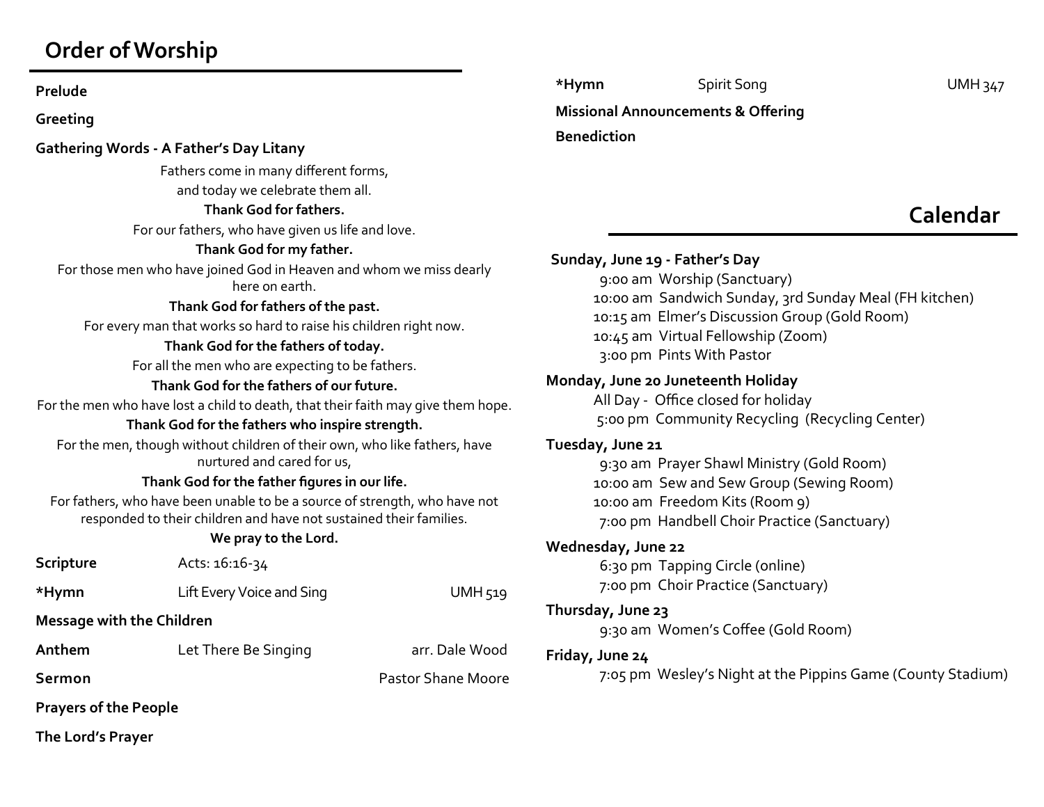## Order of Worship

**Prelude**

**Greeting**

**Gathering Words - A Father's Day Litany**

Fathers come in many different forms,
and today we celebrate them all.

**Thank God for fathers.**

For our fathers, who have given us life and love.

**Thank God for my father.**

For those men who have joined God in Heaven and whom we miss dearly here on earth.

**Thank God for fathers of the past.**

For every man that works so hard to raise his children right now.

**Thank God for the fathers of today.**

For all the men who are expecting to be fathers.

**Thank God for the fathers of our future.**

For the men who have lost a child to death, that their faith may give them hope.

**Thank God for the fathers who inspire strength.**

For the men, though without children of their own, who like fathers, have nurtured and cared for us,

**Thank God for the father figures in our life.**

For fathers, who have been unable to be a source of strength, who have not responded to their children and have not sustained their families.

**We pray to the Lord.**

**Scripture** Acts: 16:16-34

**\*Hymn** Lift Every Voice and Sing UMH 519

**Message with the Children**

**Anthem** Let There Be Singing arr. Dale Wood

**Sermon** Pastor Shane Moore

**Prayers of the People**

**The Lord's Prayer**

**\*Hymn** Spirit Song UMH 347

**Missional Announcements & Offering**

**Benediction**

## Calendar

**Sunday, June 19 - Father's Day**

- 9:00 am Worship (Sanctuary)
- 10:00 am Sandwich Sunday, 3rd Sunday Meal (FH kitchen)
- 10:15 am Elmer's Discussion Group (Gold Room)
- 10:45 am Virtual Fellowship (Zoom)
- 3:00 pm Pints With Pastor

**Monday, June 20 Juneteenth Holiday**

- All Day - Office closed for holiday
- 5:00 pm Community Recycling (Recycling Center)

**Tuesday, June 21**

- 9:30 am Prayer Shawl Ministry (Gold Room)
- 10:00 am Sew and Sew Group (Sewing Room)
- 10:00 am Freedom Kits (Room 9)
- 7:00 pm Handbell Choir Practice (Sanctuary)

**Wednesday, June 22**

- 6:30 pm Tapping Circle (online)
- 7:00 pm Choir Practice (Sanctuary)

**Thursday, June 23**

- 9:30 am Women's Coffee (Gold Room)

**Friday, June 24**

- 7:05 pm Wesley's Night at the Pippins Game (County Stadium)